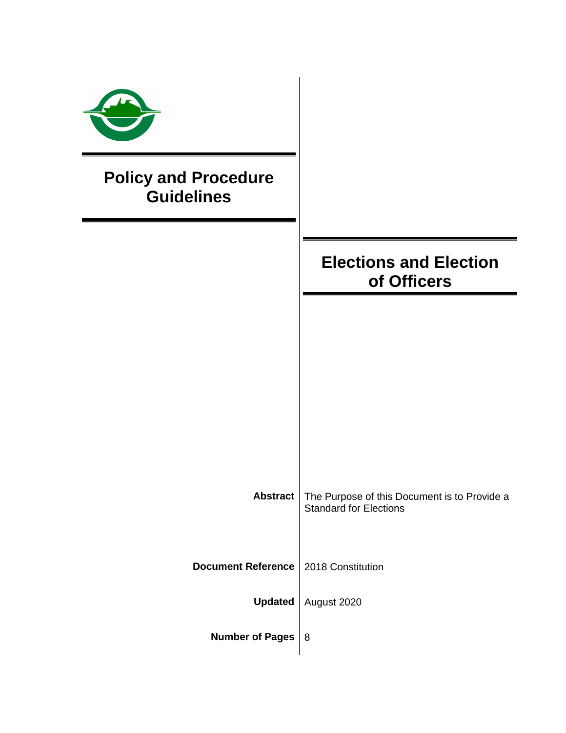# Policy and Procedure Guidelines

## Elections and Election of Officers

**Abstract**: The Purpose of this Document is to Provide a Standard for Elections

**Document Reference**: 2018 Constitution

**Updated**: August 2020

**Number of Pages**: 8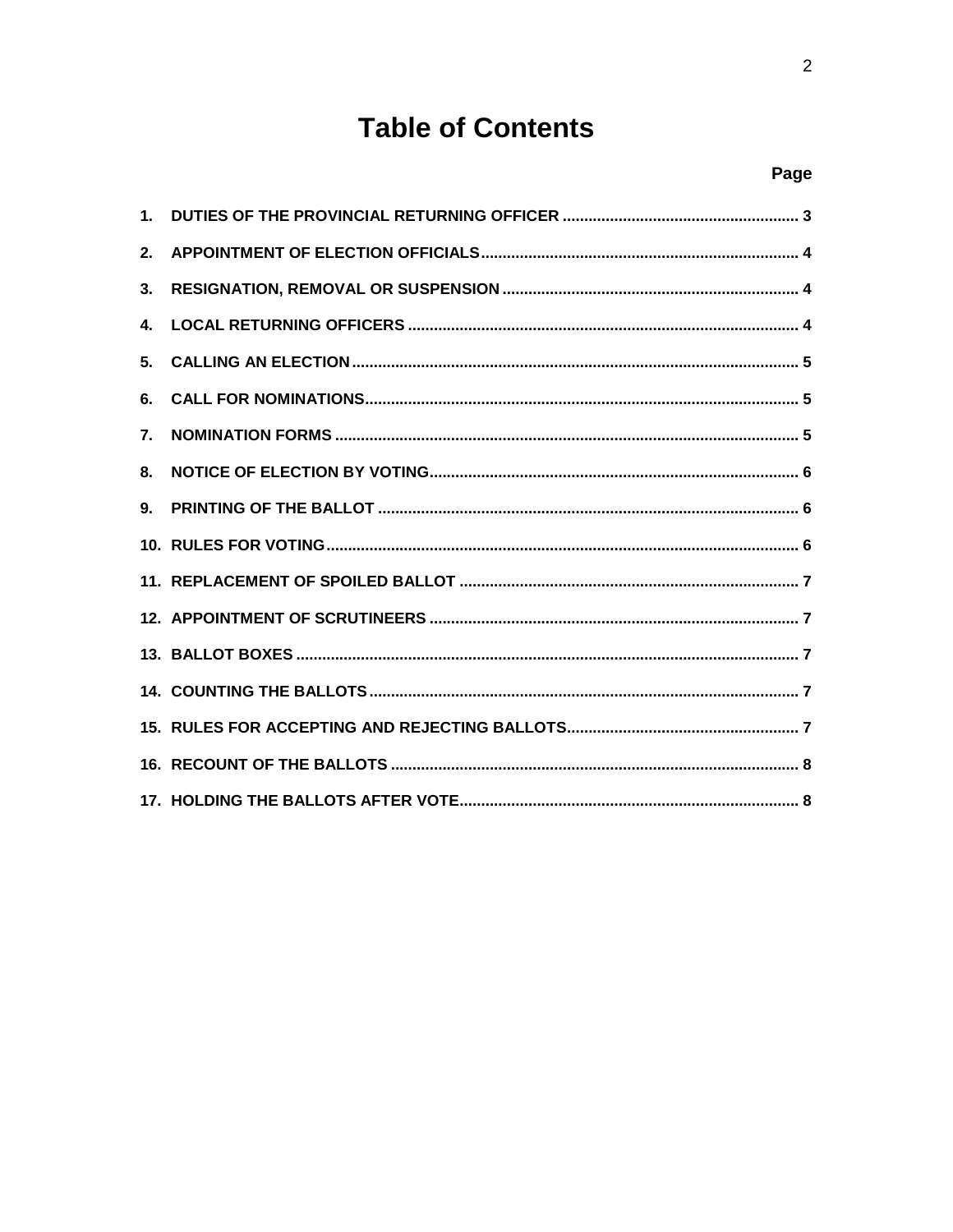# Table of Contents

| | | Page |
|---|---|---|
| 1. | DUTIES OF THE PROVINCIAL RETURNING OFFICER | 3 |
| 2. | APPOINTMENT OF ELECTION OFFICIALS | 4 |
| 3. | RESIGNATION, REMOVAL OR SUSPENSION | 4 |
| 4. | LOCAL RETURNING OFFICERS | 4 |
| 5. | CALLING AN ELECTION | 5 |
| 6. | CALL FOR NOMINATIONS | 5 |
| 7. | NOMINATION FORMS | 5 |
| 8. | NOTICE OF ELECTION BY VOTING | 6 |
| 9. | PRINTING OF THE BALLOT | 6 |
| 10. | RULES FOR VOTING | 6 |
| 11. | REPLACEMENT OF SPOILED BALLOT | 7 |
| 12. | APPOINTMENT OF SCRUTINEERS | 7 |
| 13. | BALLOT BOXES | 7 |
| 14. | COUNTING THE BALLOTS | 7 |
| 15. | RULES FOR ACCEPTING AND REJECTING BALLOTS | 7 |
| 16. | RECOUNT OF THE BALLOTS | 8 |
| 17. | HOLDING THE BALLOTS AFTER VOTE | 8 |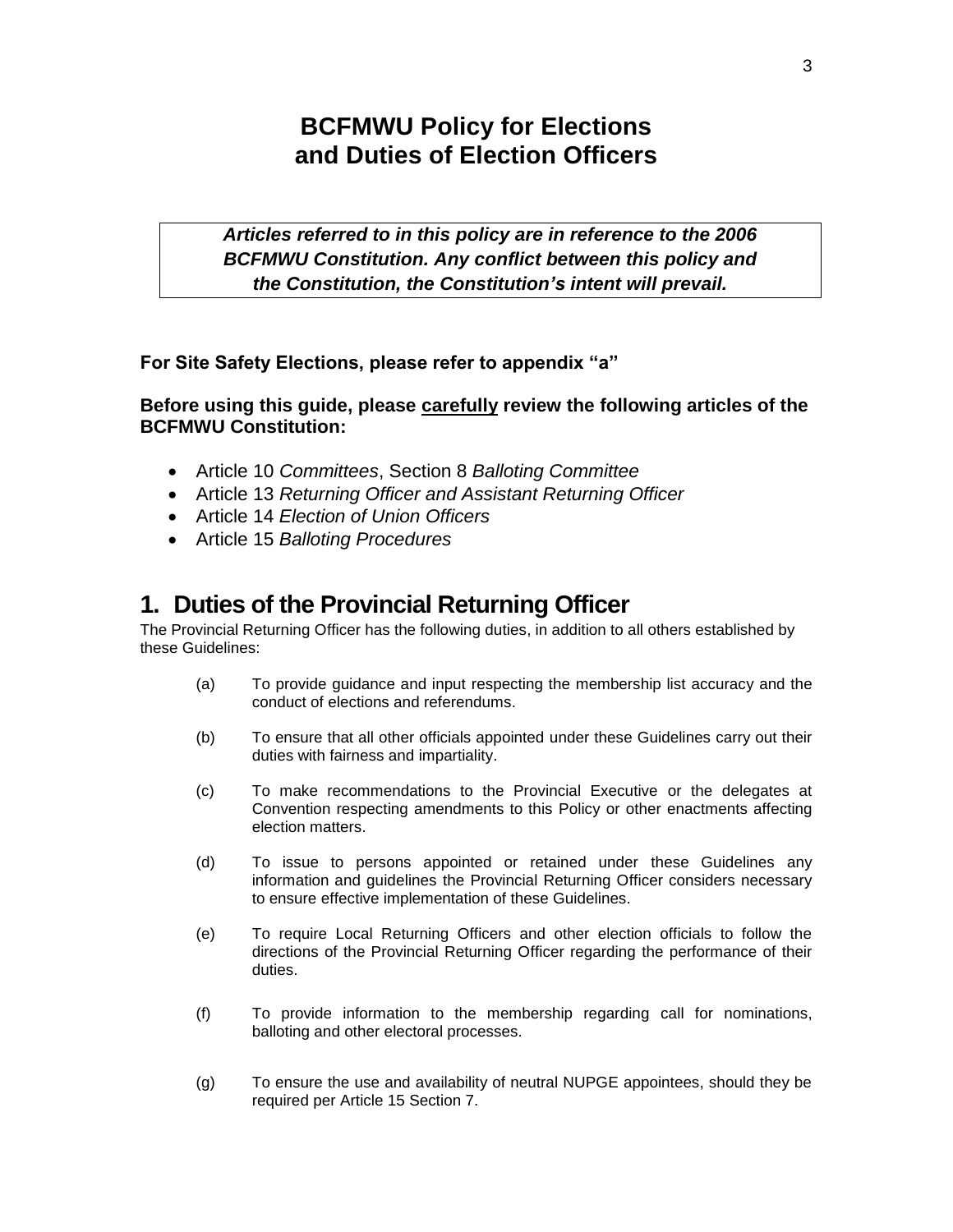# BCFMWU Policy for Elections and Duties of Election Officers

***Articles referred to in this policy are in reference to the 2006 BCFMWU Constitution. Any conflict between this policy and the Constitution, the Constitution's intent will prevail.***

**For Site Safety Elections, please refer to appendix "a"**

**Before using this guide, please <u>carefully</u> review the following articles of the BCFMWU Constitution:**

- Article 10 *Committees*, Section 8 *Balloting Committee*
- Article 13 *Returning Officer and Assistant Returning Officer*
- Article 14 *Election of Union Officers*
- Article 15 *Balloting Procedures*

## 1. Duties of the Provincial Returning Officer

The Provincial Returning Officer has the following duties, in addition to all others established by these Guidelines:

(a) To provide guidance and input respecting the membership list accuracy and the conduct of elections and referendums.

(b) To ensure that all other officials appointed under these Guidelines carry out their duties with fairness and impartiality.

(c) To make recommendations to the Provincial Executive or the delegates at Convention respecting amendments to this Policy or other enactments affecting election matters.

(d) To issue to persons appointed or retained under these Guidelines any information and guidelines the Provincial Returning Officer considers necessary to ensure effective implementation of these Guidelines.

(e) To require Local Returning Officers and other election officials to follow the directions of the Provincial Returning Officer regarding the performance of their duties.

(f) To provide information to the membership regarding call for nominations, balloting and other electoral processes.

(g) To ensure the use and availability of neutral NUPGE appointees, should they be required per Article 15 Section 7.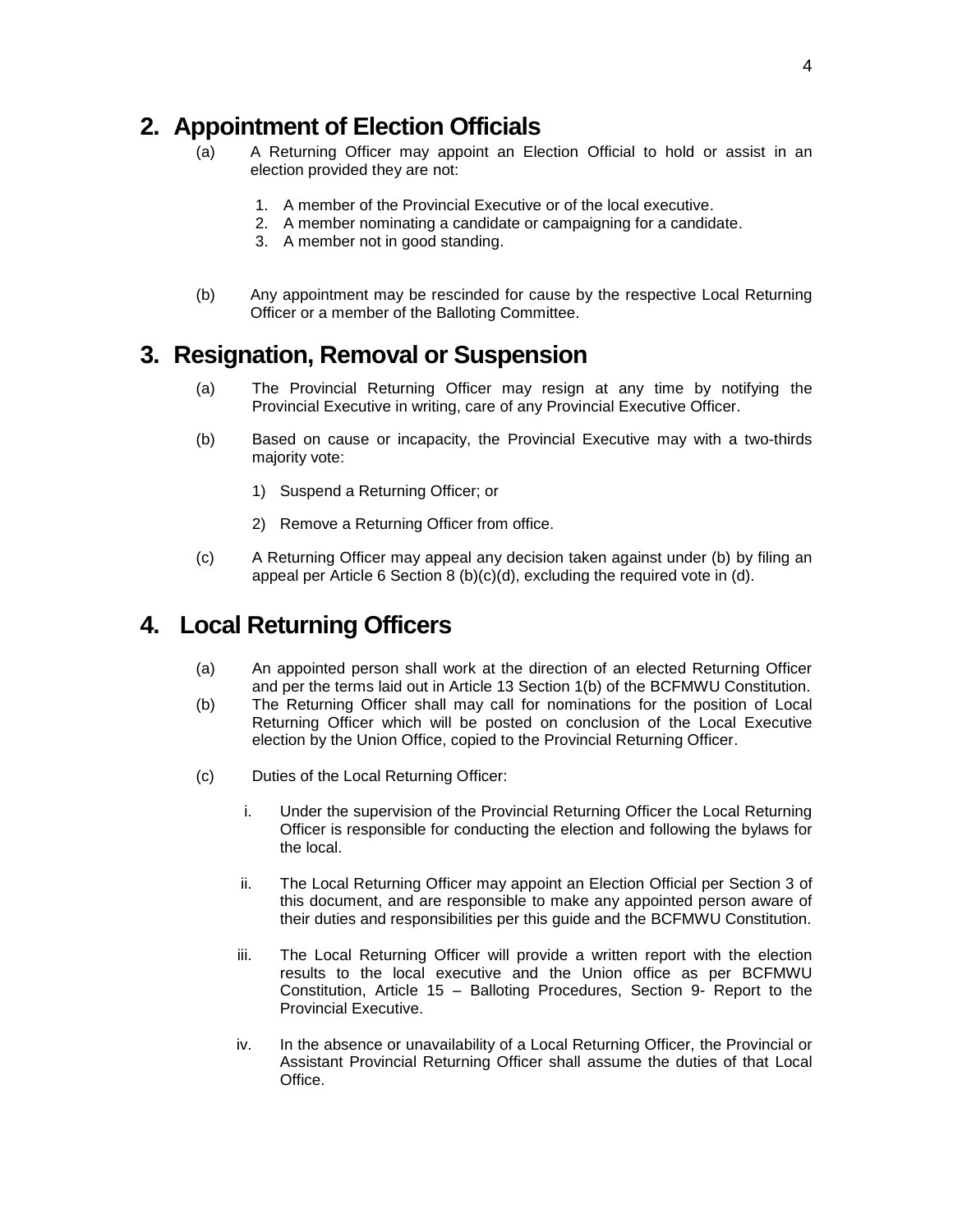## 2. Appointment of Election Officials

(a) A Returning Officer may appoint an Election Official to hold or assist in an election provided they are not:

1. A member of the Provincial Executive or of the local executive.
2. A member nominating a candidate or campaigning for a candidate.
3. A member not in good standing.

(b) Any appointment may be rescinded for cause by the respective Local Returning Officer or a member of the Balloting Committee.

## 3. Resignation, Removal or Suspension

(a) The Provincial Returning Officer may resign at any time by notifying the Provincial Executive in writing, care of any Provincial Executive Officer.

(b) Based on cause or incapacity, the Provincial Executive may with a two-thirds majority vote:

1) Suspend a Returning Officer; or

2) Remove a Returning Officer from office.

(c) A Returning Officer may appeal any decision taken against under (b) by filing an appeal per Article 6 Section 8 (b)(c)(d), excluding the required vote in (d).

## 4. Local Returning Officers

(a) An appointed person shall work at the direction of an elected Returning Officer and per the terms laid out in Article 13 Section 1(b) of the BCFMWU Constitution.

(b) The Returning Officer shall may call for nominations for the position of Local Returning Officer which will be posted on conclusion of the Local Executive election by the Union Office, copied to the Provincial Returning Officer.

(c) Duties of the Local Returning Officer:

i. Under the supervision of the Provincial Returning Officer the Local Returning Officer is responsible for conducting the election and following the bylaws for the local.

ii. The Local Returning Officer may appoint an Election Official per Section 3 of this document, and are responsible to make any appointed person aware of their duties and responsibilities per this guide and the BCFMWU Constitution.

iii. The Local Returning Officer will provide a written report with the election results to the local executive and the Union office as per BCFMWU Constitution, Article 15 – Balloting Procedures, Section 9- Report to the Provincial Executive.

iv. In the absence or unavailability of a Local Returning Officer, the Provincial or Assistant Provincial Returning Officer shall assume the duties of that Local Office.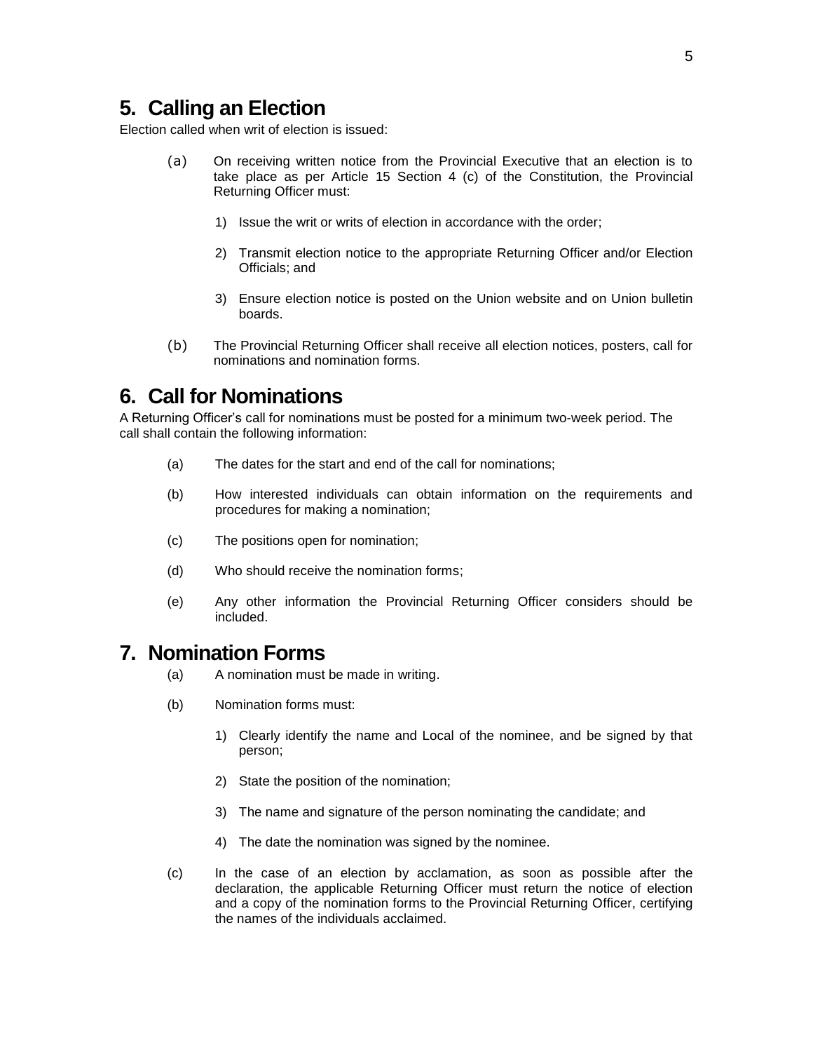## 5. Calling an Election

Election called when writ of election is issued:

(a) On receiving written notice from the Provincial Executive that an election is to take place as per Article 15 Section 4 (c) of the Constitution, the Provincial Returning Officer must:

1) Issue the writ or writs of election in accordance with the order;

2) Transmit election notice to the appropriate Returning Officer and/or Election Officials; and

3) Ensure election notice is posted on the Union website and on Union bulletin boards.

(b) The Provincial Returning Officer shall receive all election notices, posters, call for nominations and nomination forms.

## 6. Call for Nominations

A Returning Officer's call for nominations must be posted for a minimum two-week period. The call shall contain the following information:

(a) The dates for the start and end of the call for nominations;

(b) How interested individuals can obtain information on the requirements and procedures for making a nomination;

(c) The positions open for nomination;

(d) Who should receive the nomination forms;

(e) Any other information the Provincial Returning Officer considers should be included.

## 7. Nomination Forms

(a) A nomination must be made in writing.

(b) Nomination forms must:

1) Clearly identify the name and Local of the nominee, and be signed by that person;

2) State the position of the nomination;

3) The name and signature of the person nominating the candidate; and

4) The date the nomination was signed by the nominee.

(c) In the case of an election by acclamation, as soon as possible after the declaration, the applicable Returning Officer must return the notice of election and a copy of the nomination forms to the Provincial Returning Officer, certifying the names of the individuals acclaimed.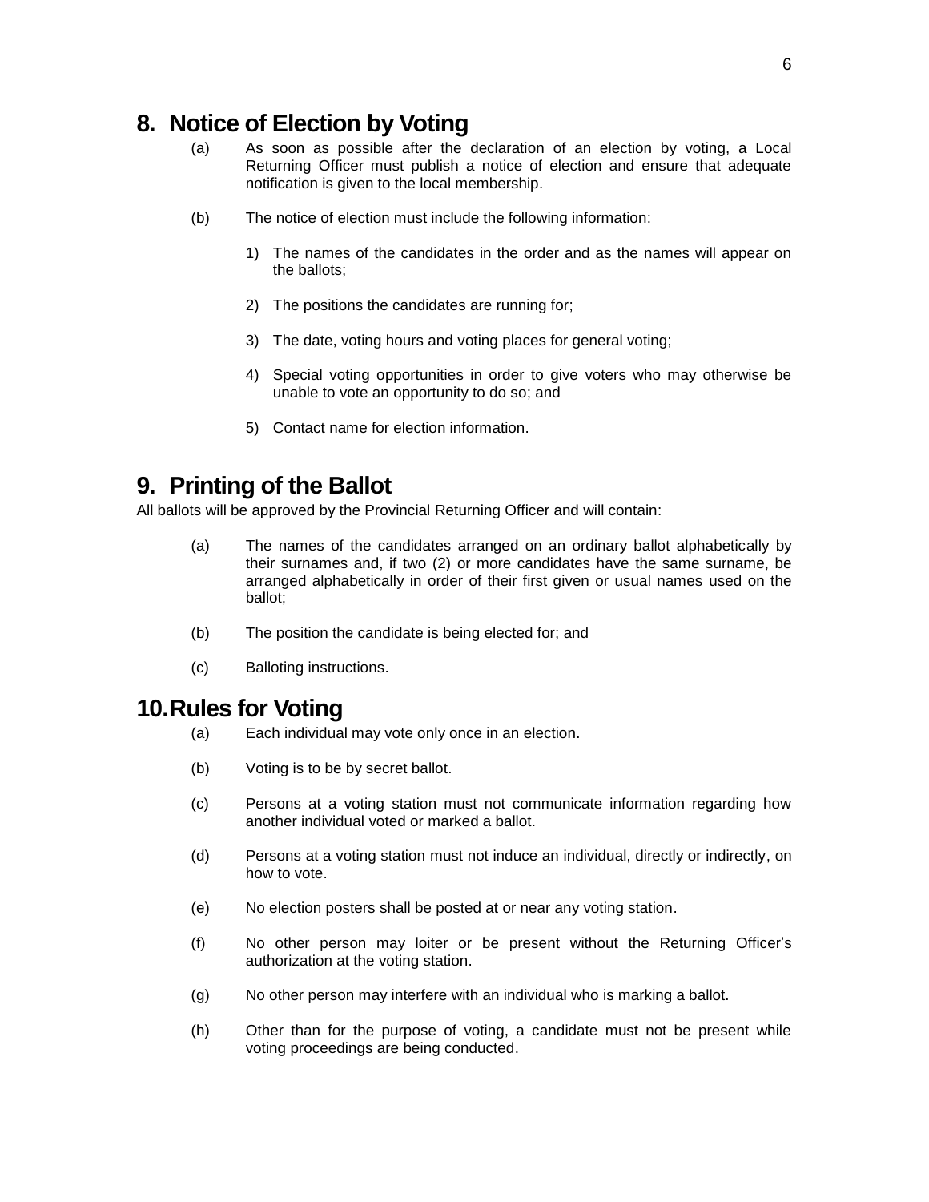## 8. Notice of Election by Voting

(a) As soon as possible after the declaration of an election by voting, a Local Returning Officer must publish a notice of election and ensure that adequate notification is given to the local membership.

(b) The notice of election must include the following information:

1) The names of the candidates in the order and as the names will appear on the ballots;

2) The positions the candidates are running for;

3) The date, voting hours and voting places for general voting;

4) Special voting opportunities in order to give voters who may otherwise be unable to vote an opportunity to do so; and

5) Contact name for election information.

## 9. Printing of the Ballot

All ballots will be approved by the Provincial Returning Officer and will contain:

(a) The names of the candidates arranged on an ordinary ballot alphabetically by their surnames and, if two (2) or more candidates have the same surname, be arranged alphabetically in order of their first given or usual names used on the ballot;

(b) The position the candidate is being elected for; and

(c) Balloting instructions.

## 10. Rules for Voting

(a) Each individual may vote only once in an election.

(b) Voting is to be by secret ballot.

(c) Persons at a voting station must not communicate information regarding how another individual voted or marked a ballot.

(d) Persons at a voting station must not induce an individual, directly or indirectly, on how to vote.

(e) No election posters shall be posted at or near any voting station.

(f) No other person may loiter or be present without the Returning Officer's authorization at the voting station.

(g) No other person may interfere with an individual who is marking a ballot.

(h) Other than for the purpose of voting, a candidate must not be present while voting proceedings are being conducted.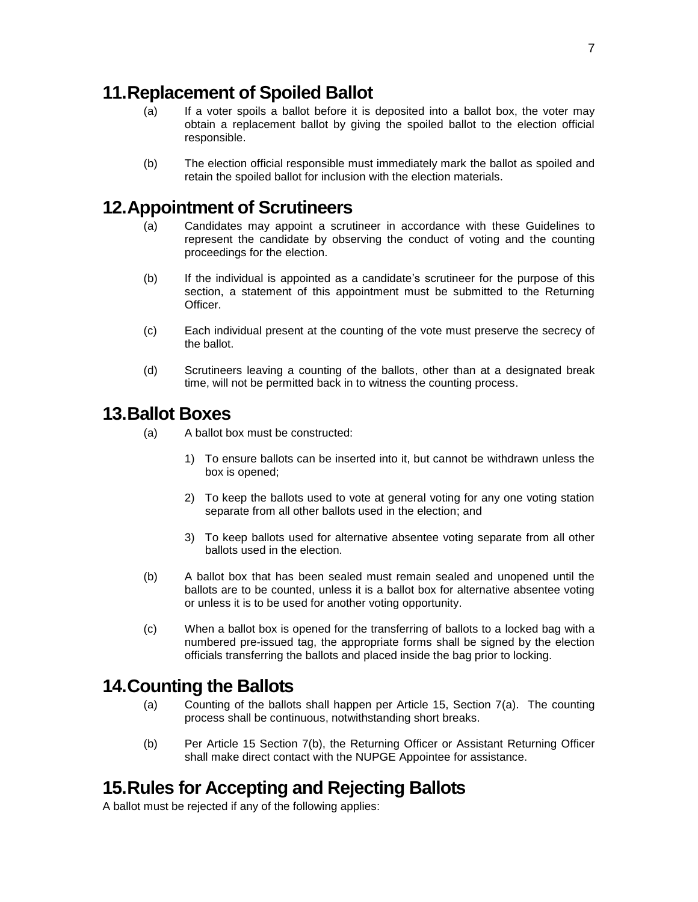## 11. Replacement of Spoiled Ballot

(a) If a voter spoils a ballot before it is deposited into a ballot box, the voter may obtain a replacement ballot by giving the spoiled ballot to the election official responsible.

(b) The election official responsible must immediately mark the ballot as spoiled and retain the spoiled ballot for inclusion with the election materials.

## 12. Appointment of Scrutineers

(a) Candidates may appoint a scrutineer in accordance with these Guidelines to represent the candidate by observing the conduct of voting and the counting proceedings for the election.

(b) If the individual is appointed as a candidate's scrutineer for the purpose of this section, a statement of this appointment must be submitted to the Returning Officer.

(c) Each individual present at the counting of the vote must preserve the secrecy of the ballot.

(d) Scrutineers leaving a counting of the ballots, other than at a designated break time, will not be permitted back in to witness the counting process.

## 13. Ballot Boxes

(a) A ballot box must be constructed:

1) To ensure ballots can be inserted into it, but cannot be withdrawn unless the box is opened;

2) To keep the ballots used to vote at general voting for any one voting station separate from all other ballots used in the election; and

3) To keep ballots used for alternative absentee voting separate from all other ballots used in the election.

(b) A ballot box that has been sealed must remain sealed and unopened until the ballots are to be counted, unless it is a ballot box for alternative absentee voting or unless it is to be used for another voting opportunity.

(c) When a ballot box is opened for the transferring of ballots to a locked bag with a numbered pre-issued tag, the appropriate forms shall be signed by the election officials transferring the ballots and placed inside the bag prior to locking.

## 14. Counting the Ballots

(a) Counting of the ballots shall happen per Article 15, Section 7(a). The counting process shall be continuous, notwithstanding short breaks.

(b) Per Article 15 Section 7(b), the Returning Officer or Assistant Returning Officer shall make direct contact with the NUPGE Appointee for assistance.

## 15. Rules for Accepting and Rejecting Ballots

A ballot must be rejected if any of the following applies: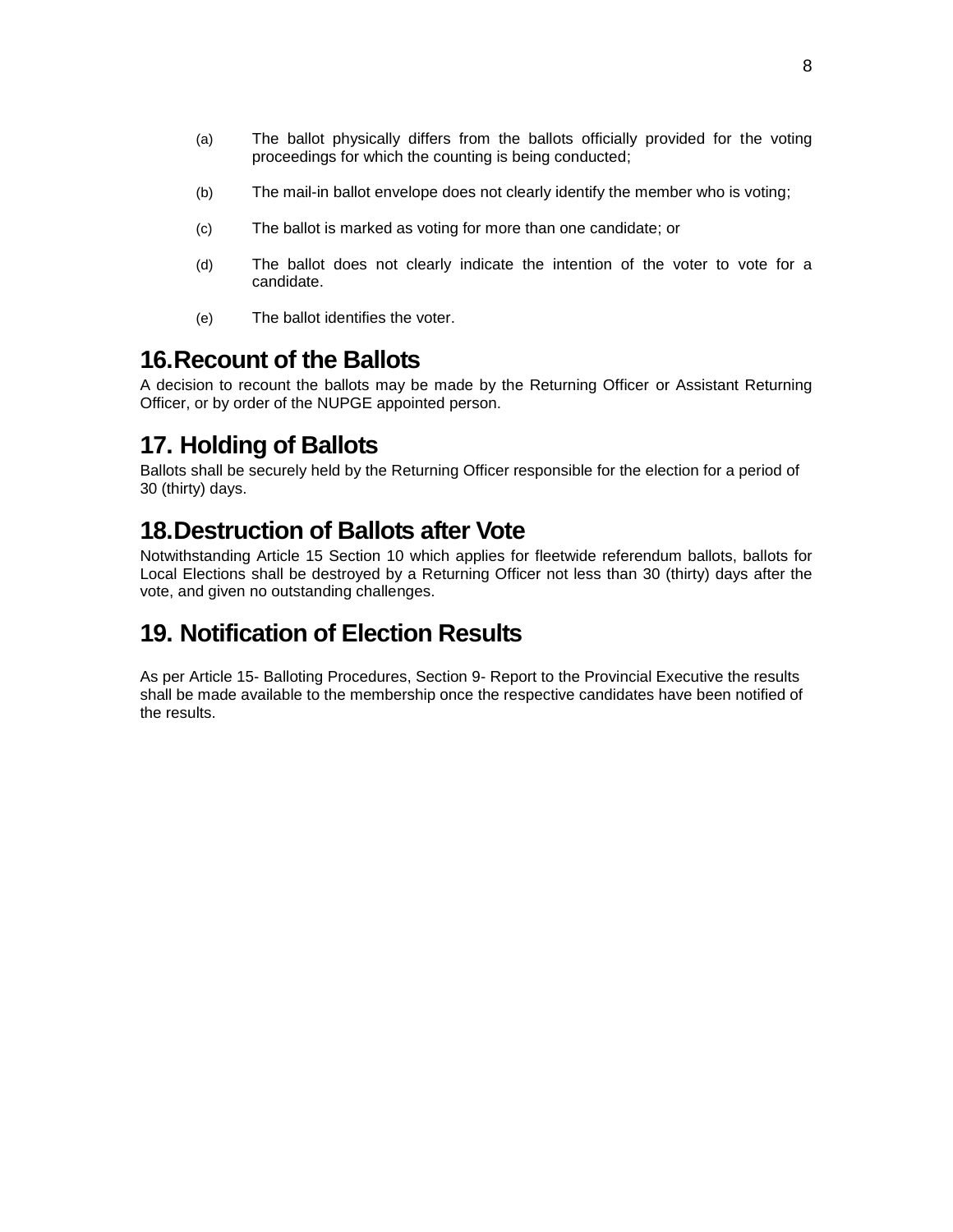(a) The ballot physically differs from the ballots officially provided for the voting proceedings for which the counting is being conducted;

(b) The mail-in ballot envelope does not clearly identify the member who is voting;

(c) The ballot is marked as voting for more than one candidate; or

(d) The ballot does not clearly indicate the intention of the voter to vote for a candidate.

(e) The ballot identifies the voter.

## 16. Recount of the Ballots

A decision to recount the ballots may be made by the Returning Officer or Assistant Returning Officer, or by order of the NUPGE appointed person.

## 17. Holding of Ballots

Ballots shall be securely held by the Returning Officer responsible for the election for a period of 30 (thirty) days.

## 18. Destruction of Ballots after Vote

Notwithstanding Article 15 Section 10 which applies for fleetwide referendum ballots, ballots for Local Elections shall be destroyed by a Returning Officer not less than 30 (thirty) days after the vote, and given no outstanding challenges.

## 19. Notification of Election Results

As per Article 15- Balloting Procedures, Section 9- Report to the Provincial Executive the results shall be made available to the membership once the respective candidates have been notified of the results.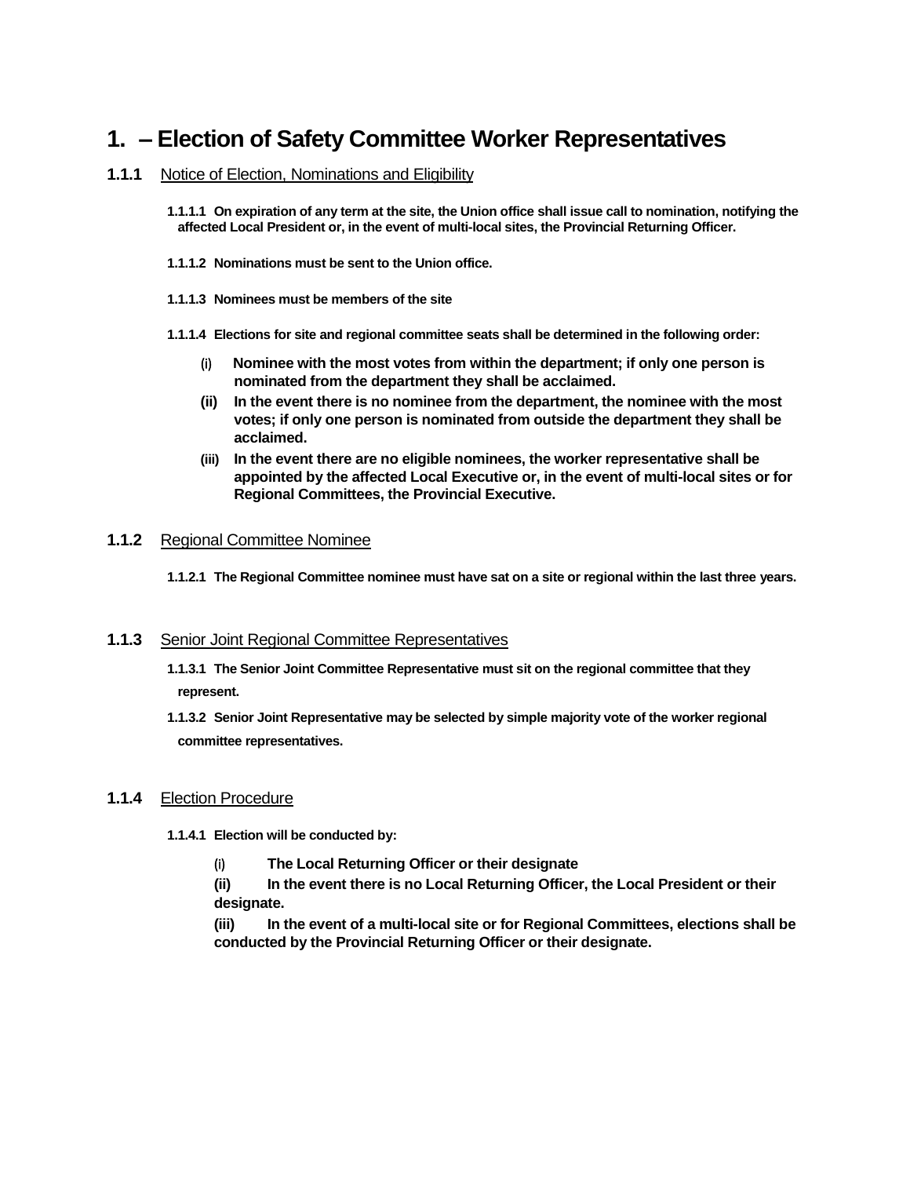# 1. – Election of Safety Committee Worker Representatives

## 1.1.1 Notice of Election, Nominations and Eligibility

**1.1.1.1 On expiration of any term at the site, the Union office shall issue call to nomination, notifying the affected Local President or, in the event of multi-local sites, the Provincial Returning Officer.**

**1.1.1.2 Nominations must be sent to the Union office.**

**1.1.1.3 Nominees must be members of the site**

**1.1.1.4 Elections for site and regional committee seats shall be determined in the following order:**

(i) **Nominee with the most votes from within the department; if only one person is nominated from the department they shall be acclaimed.**

**(ii) In the event there is no nominee from the department, the nominee with the most votes; if only one person is nominated from outside the department they shall be acclaimed.**

**(iii) In the event there are no eligible nominees, the worker representative shall be appointed by the affected Local Executive or, in the event of multi-local sites or for Regional Committees, the Provincial Executive.**

## 1.1.2 Regional Committee Nominee

**1.1.2.1 The Regional Committee nominee must have sat on a site or regional within the last three years.**

## 1.1.3 Senior Joint Regional Committee Representatives

**1.1.3.1 The Senior Joint Committee Representative must sit on the regional committee that they represent.**

**1.1.3.2 Senior Joint Representative may be selected by simple majority vote of the worker regional committee representatives.**

## 1.1.4 Election Procedure

**1.1.4.1 Election will be conducted by:**

(i) **The Local Returning Officer or their designate**

**(ii) In the event there is no Local Returning Officer, the Local President or their designate.**

**(iii) In the event of a multi-local site or for Regional Committees, elections shall be conducted by the Provincial Returning Officer or their designate.**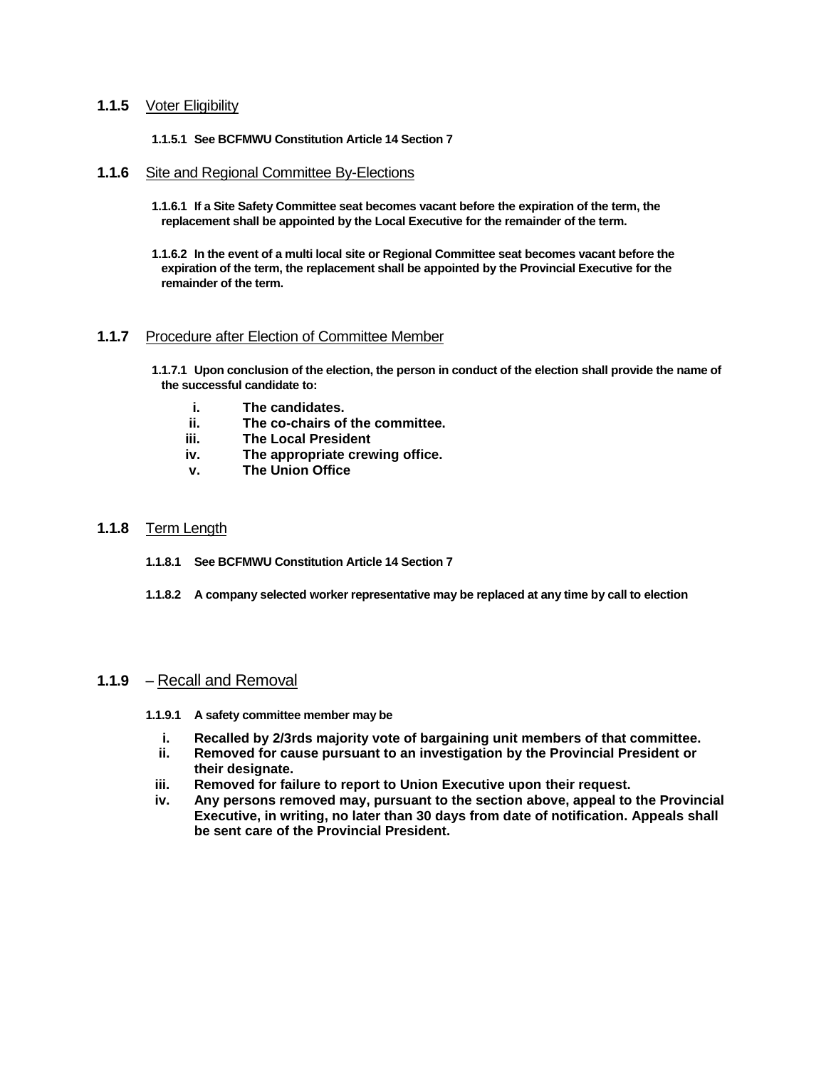### **1.1.5** Voter Eligibility

**1.1.5.1 See BCFMWU Constitution Article 14 Section 7**

### **1.1.6** Site and Regional Committee By-Elections

**1.1.6.1 If a Site Safety Committee seat becomes vacant before the expiration of the term, the replacement shall be appointed by the Local Executive for the remainder of the term.**

**1.1.6.2 In the event of a multi local site or Regional Committee seat becomes vacant before the expiration of the term, the replacement shall be appointed by the Provincial Executive for the remainder of the term.**

### **1.1.7** Procedure after Election of Committee Member

**1.1.7.1 Upon conclusion of the election, the person in conduct of the election shall provide the name of the successful candidate to:**

- **i. The candidates.**
- **ii. The co-chairs of the committee.**
- **iii. The Local President**
- **iv. The appropriate crewing office.**
- **v. The Union Office**

### **1.1.8** Term Length

**1.1.8.1 See BCFMWU Constitution Article 14 Section 7**

**1.1.8.2 A company selected worker representative may be replaced at any time by call to election**

### **1.1.9** – Recall and Removal

**1.1.9.1 A safety committee member may be**

- **i. Recalled by 2/3rds majority vote of bargaining unit members of that committee.**
- **ii. Removed for cause pursuant to an investigation by the Provincial President or their designate.**
- **iii. Removed for failure to report to Union Executive upon their request.**
- **iv. Any persons removed may, pursuant to the section above, appeal to the Provincial Executive, in writing, no later than 30 days from date of notification. Appeals shall be sent care of the Provincial President.**